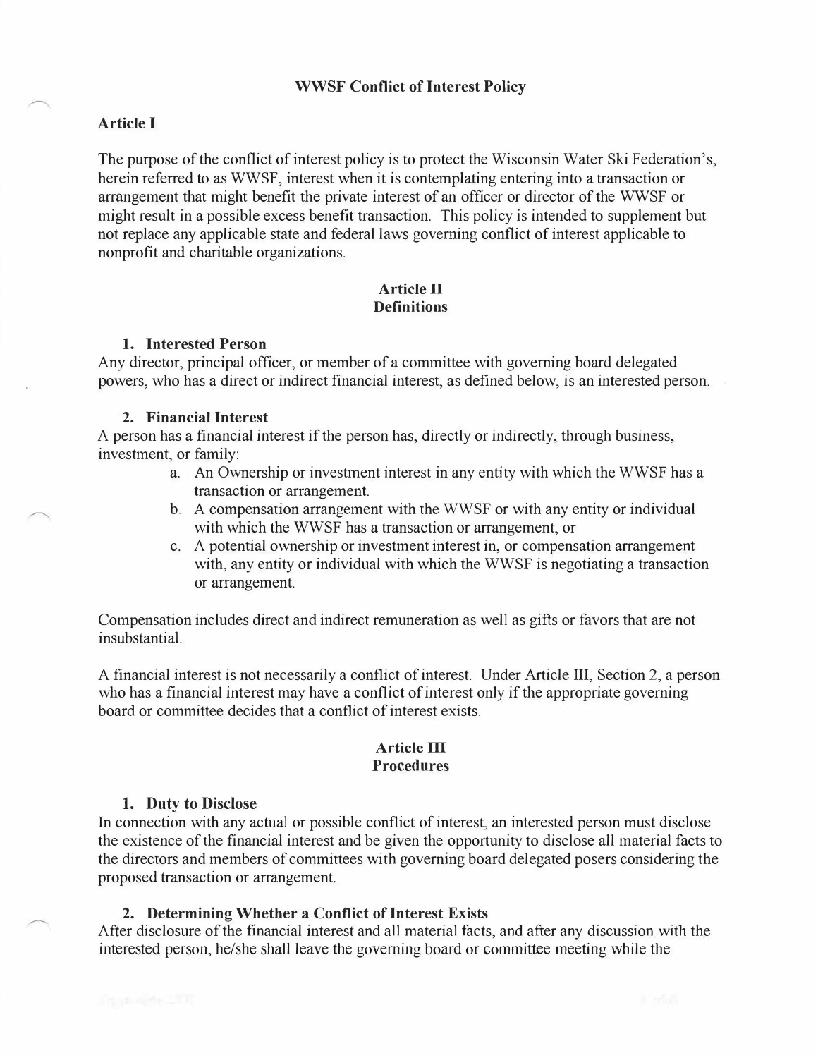# WWSF Conflict of Interest Policy

## Article I

The purpose of the conflict of interest policy is to protect the Wisconsin Water Ski Federation's, herein referred to as WWSF, interest when it is contemplating entering into a transaction or arrangement that might benefit the private interest of an officer or director of the WWSF or might result in a possible excess benefit transaction. This policy is intended to supplement but not replace any applicable state and federal laws governing conflict of interest applicable to nonprofit and charitable organizations.

## Article II
## Definitions

### 1. Interested Person

Any director, principal officer, or member of a committee with governing board delegated powers, who has a direct or indirect financial interest, as defined below, is an interested person.

### 2. Financial Interest

A person has a financial interest if the person has, directly or indirectly, through business, investment, or family:

a. An Ownership or investment interest in any entity with which the WWSF has a transaction or arrangement.
b. A compensation arrangement with the WWSF or with any entity or individual with which the WWSF has a transaction or arrangement, or
c. A potential ownership or investment interest in, or compensation arrangement with, any entity or individual with which the WWSF is negotiating a transaction or arrangement.

Compensation includes direct and indirect remuneration as well as gifts or favors that are not insubstantial.

A financial interest is not necessarily a conflict of interest. Under Article III, Section 2, a person who has a financial interest may have a conflict of interest only if the appropriate governing board or committee decides that a conflict of interest exists.

## Article III
## Procedures

### 1. Duty to Disclose

In connection with any actual or possible conflict of interest, an interested person must disclose the existence of the financial interest and be given the opportunity to disclose all material facts to the directors and members of committees with governing board delegated posers considering the proposed transaction or arrangement.

### 2. Determining Whether a Conflict of Interest Exists

After disclosure of the financial interest and all material facts, and after any discussion with the interested person, he/she shall leave the governing board or committee meeting while the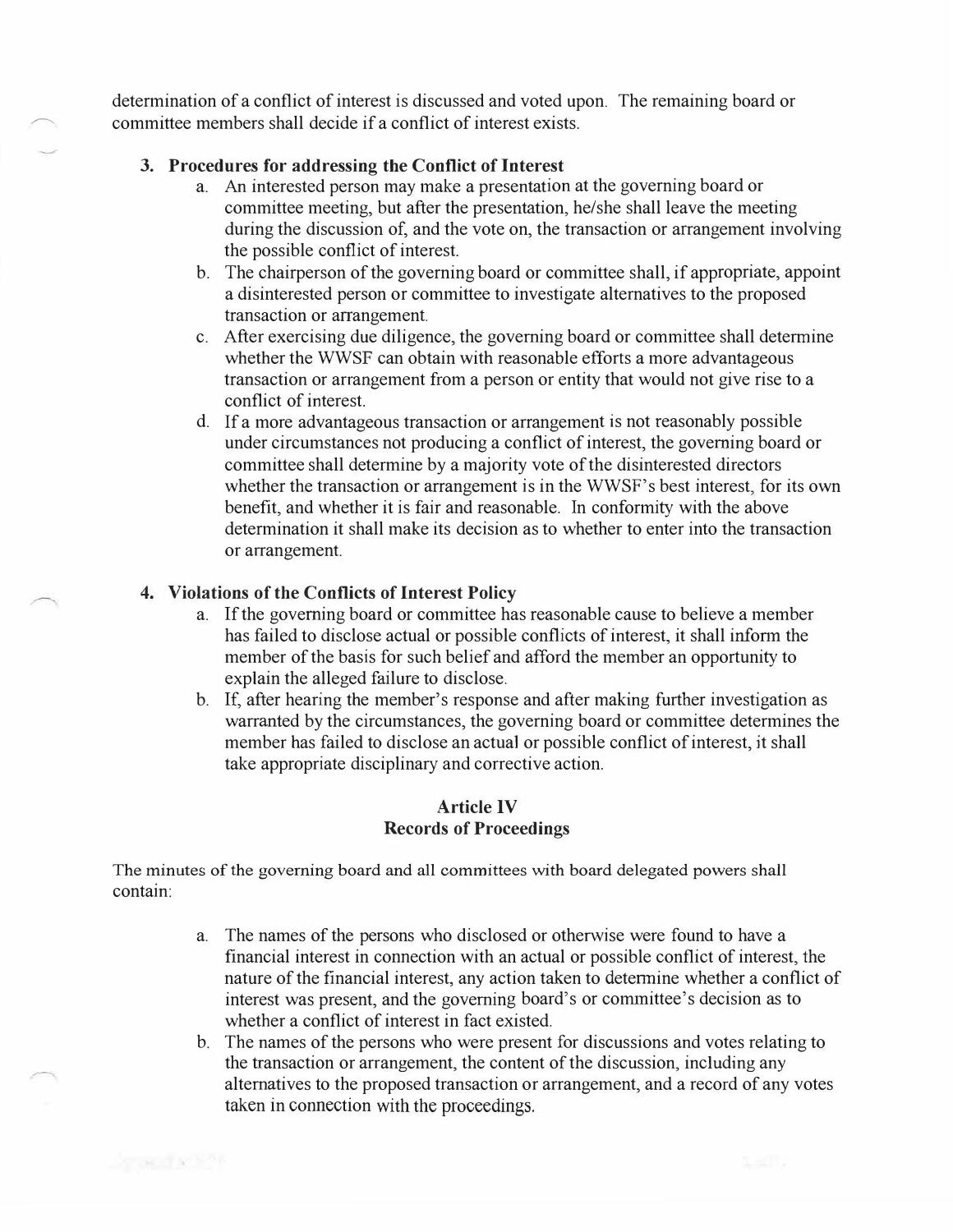determination of a conflict of interest is discussed and voted upon. The remaining board or committee members shall decide if a conflict of interest exists.

3. **Procedures for addressing the Conflict of Interest**
   a. An interested person may make a presentation at the governing board or committee meeting, but after the presentation, he/she shall leave the meeting during the discussion of, and the vote on, the transaction or arrangement involving the possible conflict of interest.
   b. The chairperson of the governing board or committee shall, if appropriate, appoint a disinterested person or committee to investigate alternatives to the proposed transaction or arrangement.
   c. After exercising due diligence, the governing board or committee shall determine whether the WWSF can obtain with reasonable efforts a more advantageous transaction or arrangement from a person or entity that would not give rise to a conflict of interest.
   d. If a more advantageous transaction or arrangement is not reasonably possible under circumstances not producing a conflict of interest, the governing board or committee shall determine by a majority vote of the disinterested directors whether the transaction or arrangement is in the WWSF's best interest, for its own benefit, and whether it is fair and reasonable. In conformity with the above determination it shall make its decision as to whether to enter into the transaction or arrangement.

4. **Violations of the Conflicts of Interest Policy**
   a. If the governing board or committee has reasonable cause to believe a member has failed to disclose actual or possible conflicts of interest, it shall inform the member of the basis for such belief and afford the member an opportunity to explain the alleged failure to disclose.
   b. If, after hearing the member's response and after making further investigation as warranted by the circumstances, the governing board or committee determines the member has failed to disclose an actual or possible conflict of interest, it shall take appropriate disciplinary and corrective action.

## Article IV
## Records of Proceedings

The minutes of the governing board and all committees with board delegated powers shall contain:

a. The names of the persons who disclosed or otherwise were found to have a financial interest in connection with an actual or possible conflict of interest, the nature of the financial interest, any action taken to determine whether a conflict of interest was present, and the governing board's or committee's decision as to whether a conflict of interest in fact existed.
b. The names of the persons who were present for discussions and votes relating to the transaction or arrangement, the content of the discussion, including any alternatives to the proposed transaction or arrangement, and a record of any votes taken in connection with the proceedings.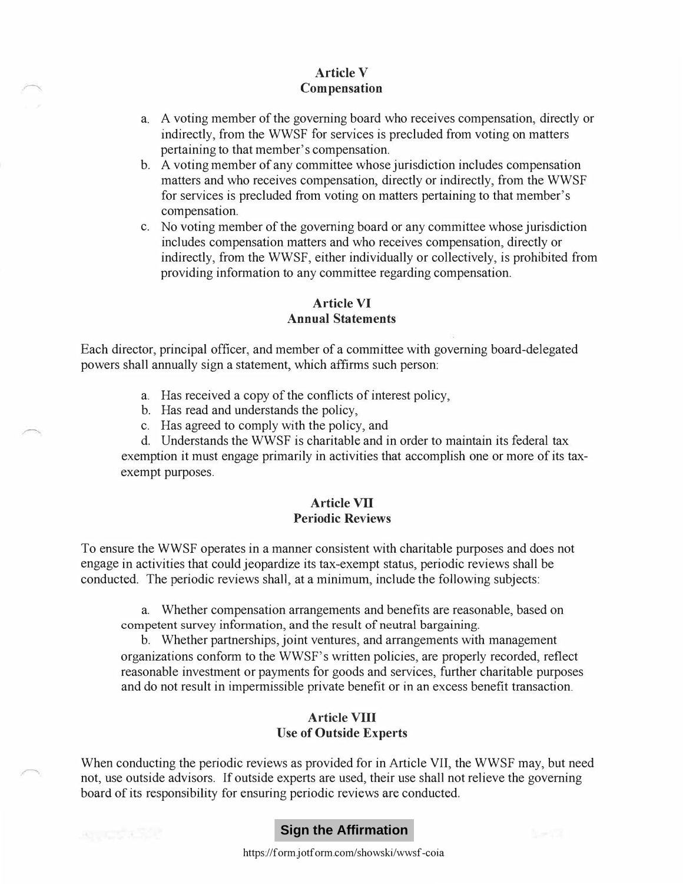## Article V
## Compensation

a. A voting member of the governing board who receives compensation, directly or indirectly, from the WWSF for services is precluded from voting on matters pertaining to that member's compensation.
b. A voting member of any committee whose jurisdiction includes compensation matters and who receives compensation, directly or indirectly, from the WWSF for services is precluded from voting on matters pertaining to that member's compensation.
c. No voting member of the governing board or any committee whose jurisdiction includes compensation matters and who receives compensation, directly or indirectly, from the WWSF, either individually or collectively, is prohibited from providing information to any committee regarding compensation.

## Article VI
## Annual Statements

Each director, principal officer, and member of a committee with governing board-delegated powers shall annually sign a statement, which affirms such person:

a. Has received a copy of the conflicts of interest policy,
b. Has read and understands the policy,
c. Has agreed to comply with the policy, and
d. Understands the WWSF is charitable and in order to maintain its federal tax exemption it must engage primarily in activities that accomplish one or more of its tax-exempt purposes.

## Article VII
## Periodic Reviews

To ensure the WWSF operates in a manner consistent with charitable purposes and does not engage in activities that could jeopardize its tax-exempt status, periodic reviews shall be conducted. The periodic reviews shall, at a minimum, include the following subjects:

a. Whether compensation arrangements and benefits are reasonable, based on competent survey information, and the result of neutral bargaining.
b. Whether partnerships, joint ventures, and arrangements with management organizations conform to the WWSF's written policies, are properly recorded, reflect reasonable investment or payments for goods and services, further charitable purposes and do not result in impermissible private benefit or in an excess benefit transaction.

## Article VIII
## Use of Outside Experts

When conducting the periodic reviews as provided for in Article VII, the WWSF may, but need not, use outside advisors. If outside experts are used, their use shall not relieve the governing board of its responsibility for ensuring periodic reviews are conducted.

**Sign the Affirmation**

https://form.jotform.com/showski/wwsf-coia